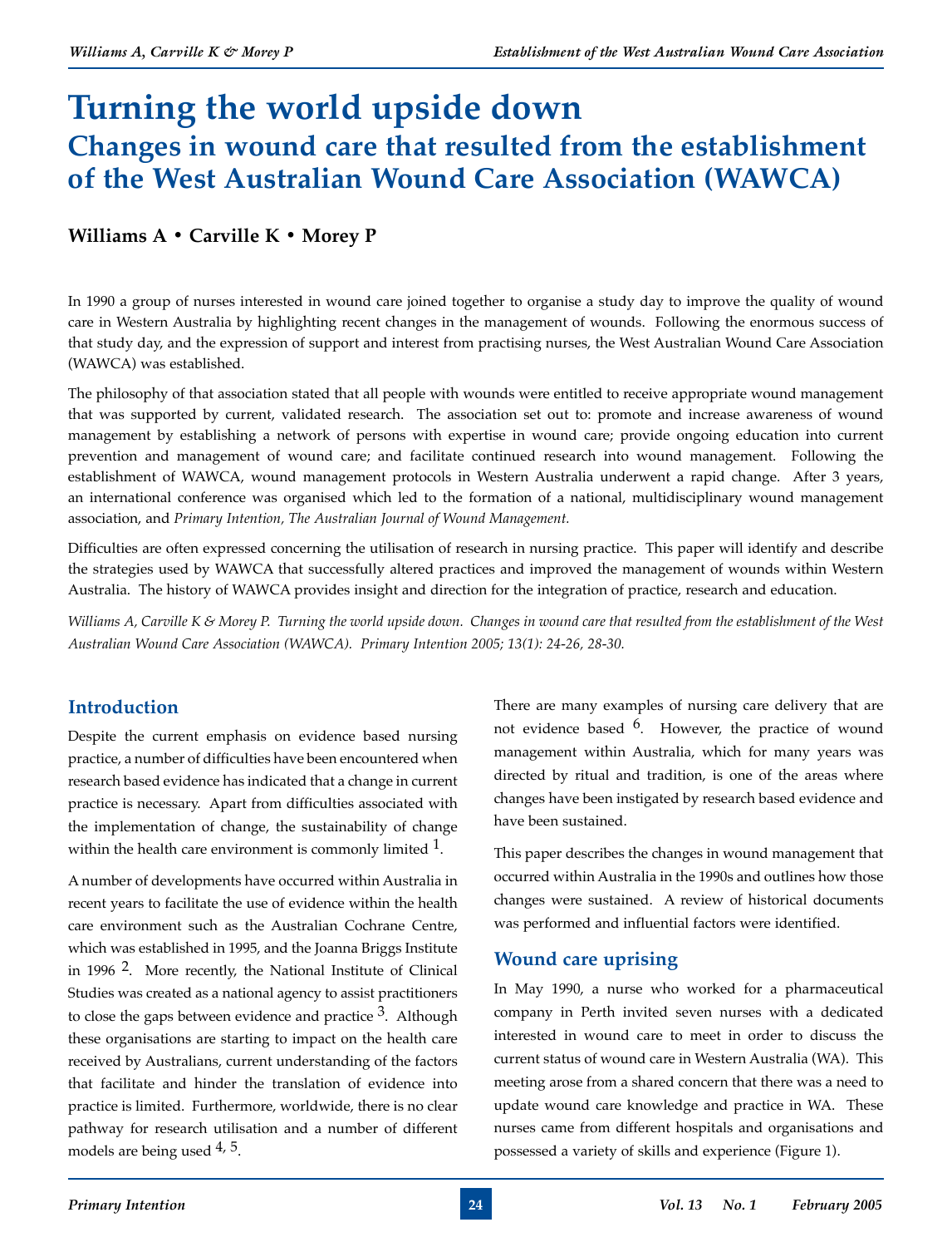# Turning the world upside down

## Changes in wound care that resulted from the establishment of the West Australian Wound Care Association (WAWCA)

**Williams A • Carville K • Morey P**

In 1990 a group of nurses interested in wound care joined together to organise a study day to improve the quality of wound care in Western Australia by highlighting recent changes in the management of wounds. Following the enormous success of that study day, and the expression of support and interest from practising nurses, the West Australian Wound Care Association (WAWCA) was established.

The philosophy of that association stated that all people with wounds were entitled to receive appropriate wound management that was supported by current, validated research. The association set out to: promote and increase awareness of wound management by establishing a network of persons with expertise in wound care; provide ongoing education into current prevention and management of wound care; and facilitate continued research into wound management. Following the establishment of WAWCA, wound management protocols in Western Australia underwent a rapid change. After 3 years, an international conference was organised which led to the formation of a national, multidisciplinary wound management association, and *Primary Intention, The Australian Journal of Wound Management.*

Difficulties are often expressed concerning the utilisation of research in nursing practice. This paper will identify and describe the strategies used by WAWCA that successfully altered practices and improved the management of wounds within Western Australia. The history of WAWCA provides insight and direction for the integration of practice, research and education.

*Williams A, Carville K & Morey P. Turning the world upside down. Changes in wound care that resulted from the establishment of the West Australian Wound Care Association (WAWCA). Primary Intention 2005; 13(1): 24-26, 28-30.*

## Introduction

Despite the current emphasis on evidence based nursing practice, a number of difficulties have been encountered when research based evidence has indicated that a change in current practice is necessary. Apart from difficulties associated with the implementation of change, the sustainability of change within the health care environment is commonly limited [1].

A number of developments have occurred within Australia in recent years to facilitate the use of evidence within the health care environment such as the Australian Cochrane Centre, which was established in 1995, and the Joanna Briggs Institute in 1996 [2]. More recently, the National Institute of Clinical Studies was created as a national agency to assist practitioners to close the gaps between evidence and practice [3]. Although these organisations are starting to impact on the health care received by Australians, current understanding of the factors that facilitate and hinder the translation of evidence into practice is limited. Furthermore, worldwide, there is no clear pathway for research utilisation and a number of different models are being used [4, 5].

There are many examples of nursing care delivery that are not evidence based [6]. However, the practice of wound management within Australia, which for many years was directed by ritual and tradition, is one of the areas where changes have been instigated by research based evidence and have been sustained.

This paper describes the changes in wound management that occurred within Australia in the 1990s and outlines how those changes were sustained. A review of historical documents was performed and influential factors were identified.

## Wound care uprising

In May 1990, a nurse who worked for a pharmaceutical company in Perth invited seven nurses with a dedicated interested in wound care to meet in order to discuss the current status of wound care in Western Australia (WA). This meeting arose from a shared concern that there was a need to update wound care knowledge and practice in WA. These nurses came from different hospitals and organisations and possessed a variety of skills and experience (Figure 1).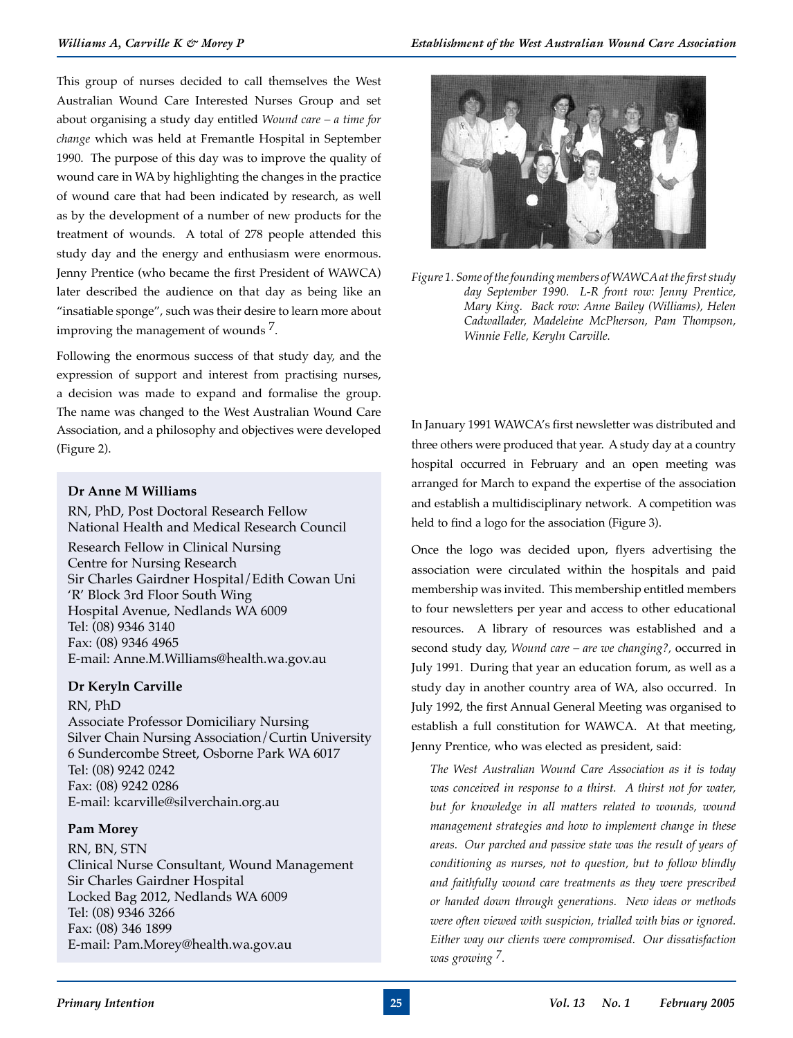This group of nurses decided to call themselves the West Australian Wound Care Interested Nurses Group and set about organising a study day entitled *Wound care – a time for change* which was held at Fremantle Hospital in September 1990. The purpose of this day was to improve the quality of wound care in WA by highlighting the changes in the practice of wound care that had been indicated by research, as well as by the development of a number of new products for the treatment of wounds. A total of 278 people attended this study day and the energy and enthusiasm were enormous. Jenny Prentice (who became the first President of WAWCA) later described the audience on that day as being like an "insatiable sponge", such was their desire to learn more about improving the management of wounds [7].

Following the enormous success of that study day, and the expression of support and interest from practising nurses, a decision was made to expand and formalise the group. The name was changed to the West Australian Wound Care Association, and a philosophy and objectives were developed (Figure 2).

**Dr Anne M Williams**
RN, PhD, Post Doctoral Research Fellow
National Health and Medical Research Council
Research Fellow in Clinical Nursing
Centre for Nursing Research
Sir Charles Gairdner Hospital/Edith Cowan Uni
'R' Block 3rd Floor South Wing
Hospital Avenue, Nedlands WA 6009
Tel: (08) 9346 3140
Fax: (08) 9346 4965
E-mail: Anne.M.Williams@health.wa.gov.au

**Dr Keryln Carville**
RN, PhD
Associate Professor Domiciliary Nursing
Silver Chain Nursing Association/Curtin University
6 Sundercombe Street, Osborne Park WA 6017
Tel: (08) 9242 0242
Fax: (08) 9242 0286
E-mail: kcarville@silverchain.org.au

**Pam Morey**
RN, BN, STN
Clinical Nurse Consultant, Wound Management
Sir Charles Gairdner Hospital
Locked Bag 2012, Nedlands WA 6009
Tel: (08) 9346 3266
Fax: (08) 346 1899
E-mail: Pam.Morey@health.wa.gov.au

*Figure 1. Some of the founding members of WAWCA at the first study day September 1990. L-R front row: Jenny Prentice, Mary King. Back row: Anne Bailey (Williams), Helen Cadwallader, Madeleine McPherson, Pam Thompson, Winnie Felle, Keryln Carville.*

In January 1991 WAWCA's first newsletter was distributed and three others were produced that year. A study day at a country hospital occurred in February and an open meeting was arranged for March to expand the expertise of the association and establish a multidisciplinary network. A competition was held to find a logo for the association (Figure 3).

Once the logo was decided upon, flyers advertising the association were circulated within the hospitals and paid membership was invited. This membership entitled members to four newsletters per year and access to other educational resources. A library of resources was established and a second study day, *Wound care – are we changing?*, occurred in July 1991. During that year an education forum, as well as a study day in another country area of WA, also occurred. In July 1992, the first Annual General Meeting was organised to establish a full constitution for WAWCA. At that meeting, Jenny Prentice, who was elected as president, said:

> *The West Australian Wound Care Association as it is today was conceived in response to a thirst. A thirst not for water, but for knowledge in all matters related to wounds, wound management strategies and how to implement change in these areas. Our parched and passive state was the result of years of conditioning as nurses, not to question, but to follow blindly and faithfully wound care treatments as they were prescribed or handed down through generations. New ideas or methods were often viewed with suspicion, trialled with bias or ignored. Either way our clients were compromised. Our dissatisfaction was growing* [7].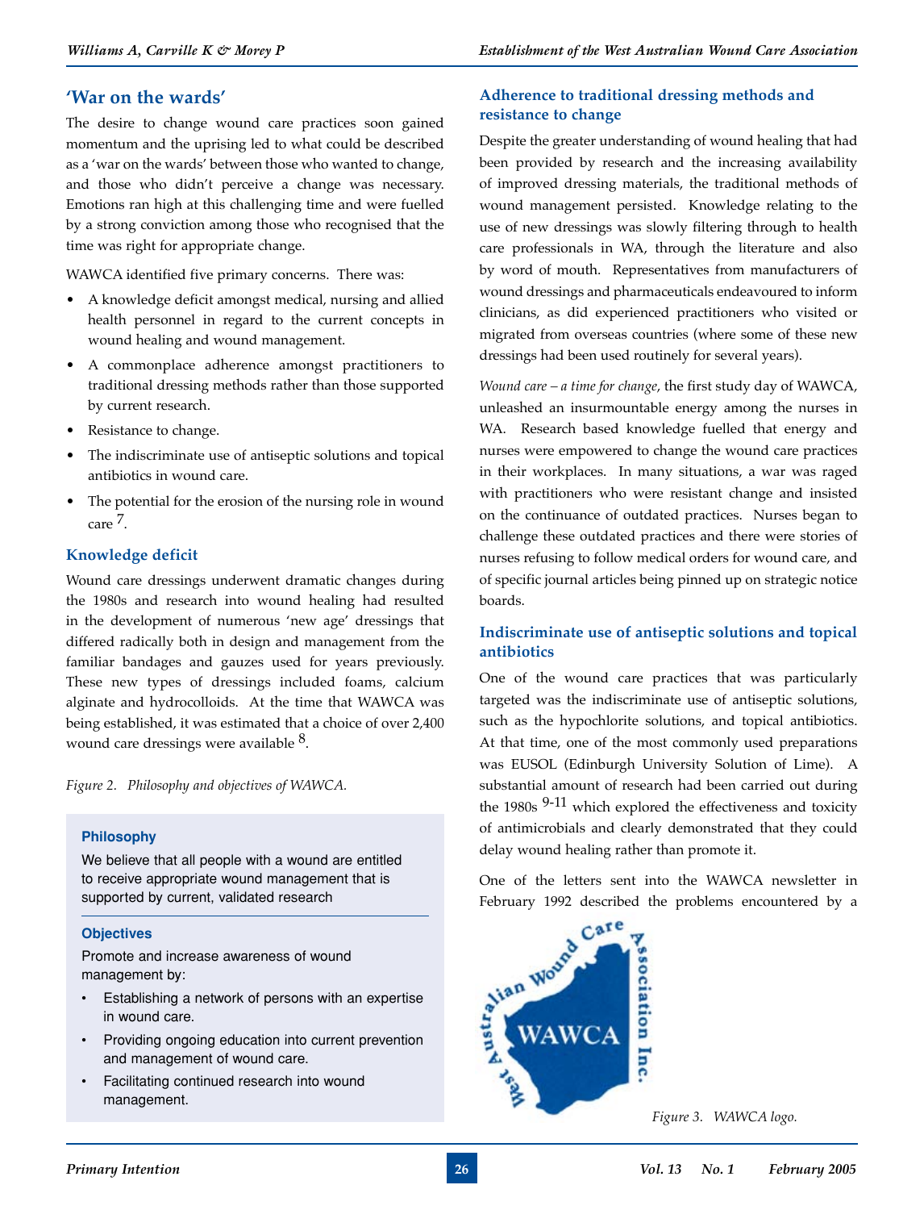## 'War on the wards'

The desire to change wound care practices soon gained momentum and the uprising led to what could be described as a 'war on the wards' between those who wanted to change, and those who didn't perceive a change was necessary. Emotions ran high at this challenging time and were fuelled by a strong conviction among those who recognised that the time was right for appropriate change.

WAWCA identified five primary concerns. There was:

- A knowledge deficit amongst medical, nursing and allied health personnel in regard to the current concepts in wound healing and wound management.
- A commonplace adherence amongst practitioners to traditional dressing methods rather than those supported by current research.
- Resistance to change.
- The indiscriminate use of antiseptic solutions and topical antibiotics in wound care.
- The potential for the erosion of the nursing role in wound care [7].

### Knowledge deficit

Wound care dressings underwent dramatic changes during the 1980s and research into wound healing had resulted in the development of numerous 'new age' dressings that differed radically both in design and management from the familiar bandages and gauzes used for years previously. These new types of dressings included foams, calcium alginate and hydrocolloids. At the time that WAWCA was being established, it was estimated that a choice of over 2,400 wound care dressings were available [8].

*Figure 2. Philosophy and objectives of WAWCA.*

**Philosophy**

We believe that all people with a wound are entitled to receive appropriate wound management that is supported by current, validated research

**Objectives**

Promote and increase awareness of wound management by:

- Establishing a network of persons with an expertise in wound care.
- Providing ongoing education into current prevention and management of wound care.
- Facilitating continued research into wound management.

### Adherence to traditional dressing methods and resistance to change

Despite the greater understanding of wound healing that had been provided by research and the increasing availability of improved dressing materials, the traditional methods of wound management persisted. Knowledge relating to the use of new dressings was slowly filtering through to health care professionals in WA, through the literature and also by word of mouth. Representatives from manufacturers of wound dressings and pharmaceuticals endeavoured to inform clinicians, as did experienced practitioners who visited or migrated from overseas countries (where some of these new dressings had been used routinely for several years).

*Wound care – a time for change*, the first study day of WAWCA, unleashed an insurmountable energy among the nurses in WA. Research based knowledge fuelled that energy and nurses were empowered to change the wound care practices in their workplaces. In many situations, a war was raged with practitioners who were resistant change and insisted on the continuance of outdated practices. Nurses began to challenge these outdated practices and there were stories of nurses refusing to follow medical orders for wound care, and of specific journal articles being pinned up on strategic notice boards.

### Indiscriminate use of antiseptic solutions and topical antibiotics

One of the wound care practices that was particularly targeted was the indiscriminate use of antiseptic solutions, such as the hypochlorite solutions, and topical antibiotics. At that time, one of the most commonly used preparations was EUSOL (Edinburgh University Solution of Lime). A substantial amount of research had been carried out during the 1980s [9-11] which explored the effectiveness and toxicity of antimicrobials and clearly demonstrated that they could delay wound healing rather than promote it.

One of the letters sent into the WAWCA newsletter in February 1992 described the problems encountered by a

*Figure 3. WAWCA logo.*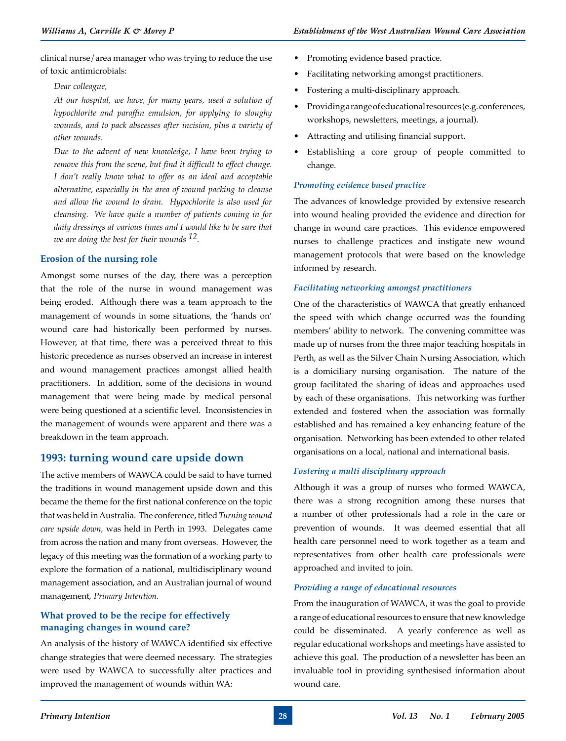clinical nurse/area manager who was trying to reduce the use of toxic antimicrobials:

*Dear colleague,*

*At our hospital, we have, for many years, used a solution of hypochlorite and paraffin emulsion, for applying to sloughy wounds, and to pack abscesses after incision, plus a variety of other wounds.*

*Due to the advent of new knowledge, I have been trying to remove this from the scene, but find it difficult to effect change. I don't really know what to offer as an ideal and acceptable alternative, especially in the area of wound packing to cleanse and allow the wound to drain. Hypochlorite is also used for cleansing. We have quite a number of patients coming in for daily dressings at various times and I would like to be sure that we are doing the best for their wounds* [12].

### Erosion of the nursing role

Amongst some nurses of the day, there was a perception that the role of the nurse in wound management was being eroded. Although there was a team approach to the management of wounds in some situations, the 'hands on' wound care had historically been performed by nurses. However, at that time, there was a perceived threat to this historic precedence as nurses observed an increase in interest and wound management practices amongst allied health practitioners. In addition, some of the decisions in wound management that were being made by medical personal were being questioned at a scientific level. Inconsistencies in the management of wounds were apparent and there was a breakdown in the team approach.

## 1993: turning wound care upside down

The active members of WAWCA could be said to have turned the traditions in wound management upside down and this became the theme for the first national conference on the topic that was held in Australia. The conference, titled *Turning wound care upside down,* was held in Perth in 1993. Delegates came from across the nation and many from overseas. However, the legacy of this meeting was the formation of a working party to explore the formation of a national, multidisciplinary wound management association, and an Australian journal of wound management, *Primary Intention.*

### What proved to be the recipe for effectively managing changes in wound care?

An analysis of the history of WAWCA identified six effective change strategies that were deemed necessary. The strategies were used by WAWCA to successfully alter practices and improved the management of wounds within WA:

- Promoting evidence based practice.
- Facilitating networking amongst practitioners.
- Fostering a multi-disciplinary approach.
- Providing a range of educational resources (e.g. conferences, workshops, newsletters, meetings, a journal).
- Attracting and utilising financial support.
- Establishing a core group of people committed to change.

#### *Promoting evidence based practice*

The advances of knowledge provided by extensive research into wound healing provided the evidence and direction for change in wound care practices. This evidence empowered nurses to challenge practices and instigate new wound management protocols that were based on the knowledge informed by research.

#### *Facilitating networking amongst practitioners*

One of the characteristics of WAWCA that greatly enhanced the speed with which change occurred was the founding members' ability to network. The convening committee was made up of nurses from the three major teaching hospitals in Perth, as well as the Silver Chain Nursing Association, which is a domiciliary nursing organisation. The nature of the group facilitated the sharing of ideas and approaches used by each of these organisations. This networking was further extended and fostered when the association was formally established and has remained a key enhancing feature of the organisation. Networking has been extended to other related organisations on a local, national and international basis.

#### *Fostering a multi disciplinary approach*

Although it was a group of nurses who formed WAWCA, there was a strong recognition among these nurses that a number of other professionals had a role in the care or prevention of wounds. It was deemed essential that all health care personnel need to work together as a team and representatives from other health care professionals were approached and invited to join.

#### *Providing a range of educational resources*

From the inauguration of WAWCA, it was the goal to provide a range of educational resources to ensure that new knowledge could be disseminated. A yearly conference as well as regular educational workshops and meetings have assisted to achieve this goal. The production of a newsletter has been an invaluable tool in providing synthesised information about wound care.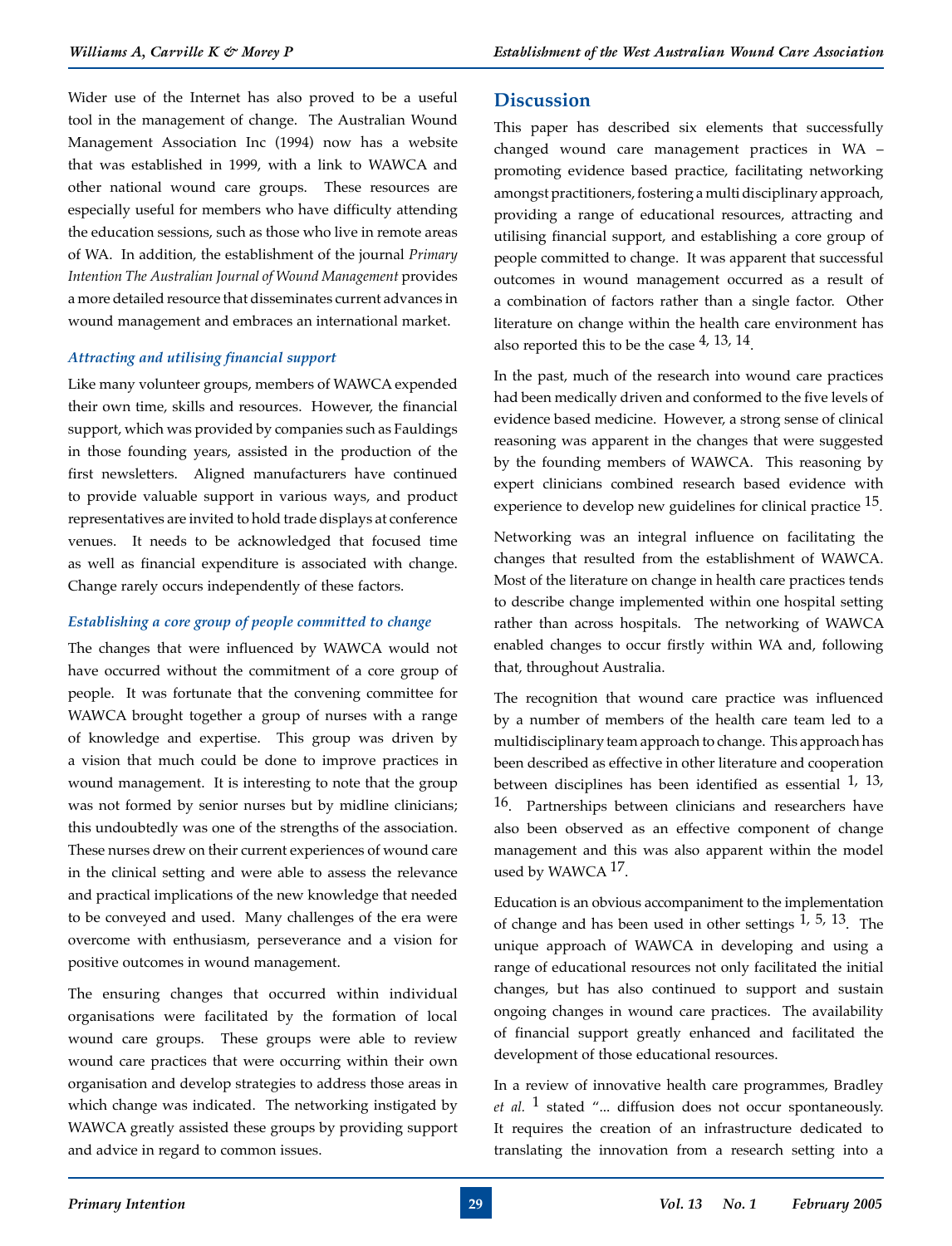Wider use of the Internet has also proved to be a useful tool in the management of change. The Australian Wound Management Association Inc (1994) now has a website that was established in 1999, with a link to WAWCA and other national wound care groups. These resources are especially useful for members who have difficulty attending the education sessions, such as those who live in remote areas of WA. In addition, the establishment of the journal *Primary Intention The Australian Journal of Wound Management* provides a more detailed resource that disseminates current advances in wound management and embraces an international market.

### *Attracting and utilising financial support*

Like many volunteer groups, members of WAWCA expended their own time, skills and resources. However, the financial support, which was provided by companies such as Fauldings in those founding years, assisted in the production of the first newsletters. Aligned manufacturers have continued to provide valuable support in various ways, and product representatives are invited to hold trade displays at conference venues. It needs to be acknowledged that focused time as well as financial expenditure is associated with change. Change rarely occurs independently of these factors.

### *Establishing a core group of people committed to change*

The changes that were influenced by WAWCA would not have occurred without the commitment of a core group of people. It was fortunate that the convening committee for WAWCA brought together a group of nurses with a range of knowledge and expertise. This group was driven by a vision that much could be done to improve practices in wound management. It is interesting to note that the group was not formed by senior nurses but by midline clinicians; this undoubtedly was one of the strengths of the association. These nurses drew on their current experiences of wound care in the clinical setting and were able to assess the relevance and practical implications of the new knowledge that needed to be conveyed and used. Many challenges of the era were overcome with enthusiasm, perseverance and a vision for positive outcomes in wound management.

The ensuring changes that occurred within individual organisations were facilitated by the formation of local wound care groups. These groups were able to review wound care practices that were occurring within their own organisation and develop strategies to address those areas in which change was indicated. The networking instigated by WAWCA greatly assisted these groups by providing support and advice in regard to common issues.

## Discussion

This paper has described six elements that successfully changed wound care management practices in WA – promoting evidence based practice, facilitating networking amongst practitioners, fostering a multi disciplinary approach, providing a range of educational resources, attracting and utilising financial support, and establishing a core group of people committed to change. It was apparent that successful outcomes in wound management occurred as a result of a combination of factors rather than a single factor. Other literature on change within the health care environment has also reported this to be the case [4, 13, 14].

In the past, much of the research into wound care practices had been medically driven and conformed to the five levels of evidence based medicine. However, a strong sense of clinical reasoning was apparent in the changes that were suggested by the founding members of WAWCA. This reasoning by expert clinicians combined research based evidence with experience to develop new guidelines for clinical practice [15].

Networking was an integral influence on facilitating the changes that resulted from the establishment of WAWCA. Most of the literature on change in health care practices tends to describe change implemented within one hospital setting rather than across hospitals. The networking of WAWCA enabled changes to occur firstly within WA and, following that, throughout Australia.

The recognition that wound care practice was influenced by a number of members of the health care team led to a multidisciplinary team approach to change. This approach has been described as effective in other literature and cooperation between disciplines has been identified as essential [1, 13, 16]. Partnerships between clinicians and researchers have also been observed as an effective component of change management and this was also apparent within the model used by WAWCA [17].

Education is an obvious accompaniment to the implementation of change and has been used in other settings [1, 5, 13]. The unique approach of WAWCA in developing and using a range of educational resources not only facilitated the initial changes, but has also continued to support and sustain ongoing changes in wound care practices. The availability of financial support greatly enhanced and facilitated the development of those educational resources.

In a review of innovative health care programmes, Bradley *et al.* [1] stated "... diffusion does not occur spontaneously. It requires the creation of an infrastructure dedicated to translating the innovation from a research setting into a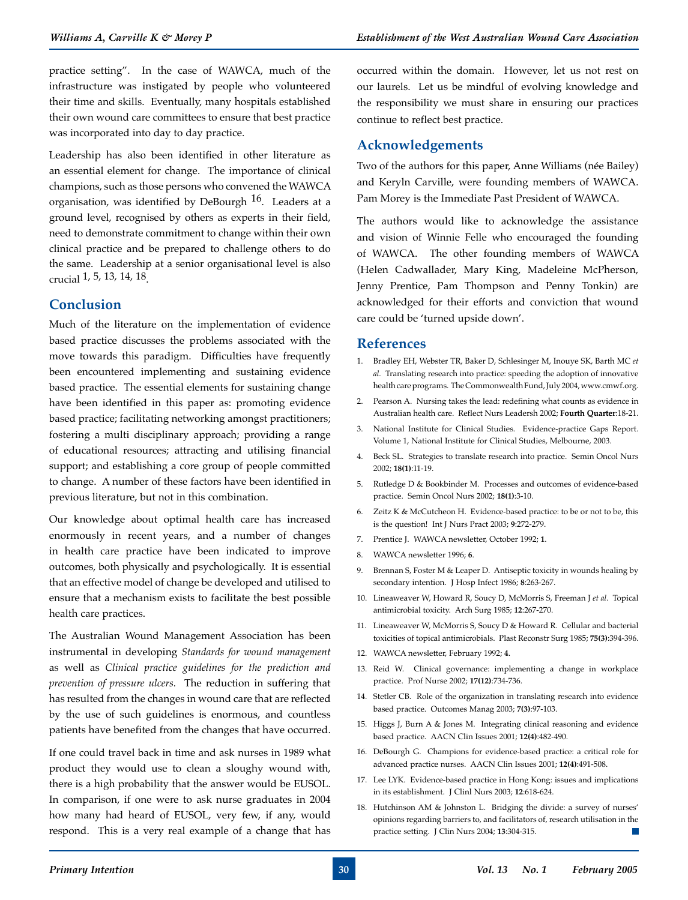practice setting". In the case of WAWCA, much of the infrastructure was instigated by people who volunteered their time and skills. Eventually, many hospitals established their own wound care committees to ensure that best practice was incorporated into day to day practice.

Leadership has also been identified in other literature as an essential element for change. The importance of clinical champions, such as those persons who convened the WAWCA organisation, was identified by DeBourgh [16]. Leaders at a ground level, recognised by others as experts in their field, need to demonstrate commitment to change within their own clinical practice and be prepared to challenge others to do the same. Leadership at a senior organisational level is also crucial [1, 5, 13, 14, 18].

## Conclusion

Much of the literature on the implementation of evidence based practice discusses the problems associated with the move towards this paradigm. Difficulties have frequently been encountered implementing and sustaining evidence based practice. The essential elements for sustaining change have been identified in this paper as: promoting evidence based practice; facilitating networking amongst practitioners; fostering a multi disciplinary approach; providing a range of educational resources; attracting and utilising financial support; and establishing a core group of people committed to change. A number of these factors have been identified in previous literature, but not in this combination.

Our knowledge about optimal health care has increased enormously in recent years, and a number of changes in health care practice have been indicated to improve outcomes, both physically and psychologically. It is essential that an effective model of change be developed and utilised to ensure that a mechanism exists to facilitate the best possible health care practices.

The Australian Wound Management Association has been instrumental in developing *Standards for wound management* as well as *Clinical practice guidelines for the prediction and prevention of pressure ulcers.* The reduction in suffering that has resulted from the changes in wound care that are reflected by the use of such guidelines is enormous, and countless patients have benefited from the changes that have occurred.

If one could travel back in time and ask nurses in 1989 what product they would use to clean a sloughy wound with, there is a high probability that the answer would be EUSOL. In comparison, if one were to ask nurse graduates in 2004 how many had heard of EUSOL, very few, if any, would respond. This is a very real example of a change that has occurred within the domain. However, let us not rest on our laurels. Let us be mindful of evolving knowledge and the responsibility we must share in ensuring our practices continue to reflect best practice.

## Acknowledgements

Two of the authors for this paper, Anne Williams (née Bailey) and Keryln Carville, were founding members of WAWCA. Pam Morey is the Immediate Past President of WAWCA.

The authors would like to acknowledge the assistance and vision of Winnie Felle who encouraged the founding of WAWCA. The other founding members of WAWCA (Helen Cadwallader, Mary King, Madeleine McPherson, Jenny Prentice, Pam Thompson and Penny Tonkin) are acknowledged for their efforts and conviction that wound care could be 'turned upside down'.

## References

1. Bradley EH, Webster TR, Baker D, Schlesinger M, Inouye SK, Barth MC *et al*. Translating research into practice: speeding the adoption of innovative health care programs. The Commonwealth Fund, July 2004, www.cmwf.org.
2. Pearson A. Nursing takes the lead: redefining what counts as evidence in Australian health care. Reflect Nurs Leadersh 2002; **Fourth Quarter**:18-21.
3. National Institute for Clinical Studies. Evidence-practice Gaps Report. Volume 1, National Institute for Clinical Studies, Melbourne, 2003.
4. Beck SL. Strategies to translate research into practice. Semin Oncol Nurs 2002; **18(1)**:11-19.
5. Rutledge D & Bookbinder M. Processes and outcomes of evidence-based practice. Semin Oncol Nurs 2002; **18(1)**:3-10.
6. Zeitz K & McCutcheon H. Evidence-based practice: to be or not to be, this is the question! Int J Nurs Pract 2003; **9**:272-279.
7. Prentice J. WAWCA newsletter, October 1992; **1**.
8. WAWCA newsletter 1996; **6**.
9. Brennan S, Foster M & Leaper D. Antiseptic toxicity in wounds healing by secondary intention. J Hosp Infect 1986; **8**:263-267.
10. Lineaweaver W, Howard R, Soucy D, McMorris S, Freeman J *et al*. Topical antimicrobial toxicity. Arch Surg 1985; **12**:267-270.
11. Lineaweaver W, McMorris S, Soucy D & Howard R. Cellular and bacterial toxicities of topical antimicrobials. Plast Reconstr Surg 1985; **75(3)**:394-396.
12. WAWCA newsletter, February 1992; **4**.
13. Reid W. Clinical governance: implementing a change in workplace practice. Prof Nurse 2002; **17(12)**:734-736.
14. Stetler CB. Role of the organization in translating research into evidence based practice. Outcomes Manag 2003; **7(3)**:97-103.
15. Higgs J, Burn A & Jones M. Integrating clinical reasoning and evidence based practice. AACN Clin Issues 2001; **12(4)**:482-490.
16. DeBourgh G. Champions for evidence-based practice: a critical role for advanced practice nurses. AACN Clin Issues 2001; **12(4)**:491-508.
17. Lee LYK. Evidence-based practice in Hong Kong: issues and implications in its establishment. J Clinl Nurs 2003; **12**:618-624.
18. Hutchinson AM & Johnston L. Bridging the divide: a survey of nurses' opinions regarding barriers to, and facilitators of, research utilisation in the practice setting. J Clin Nurs 2004; **13**:304-315.